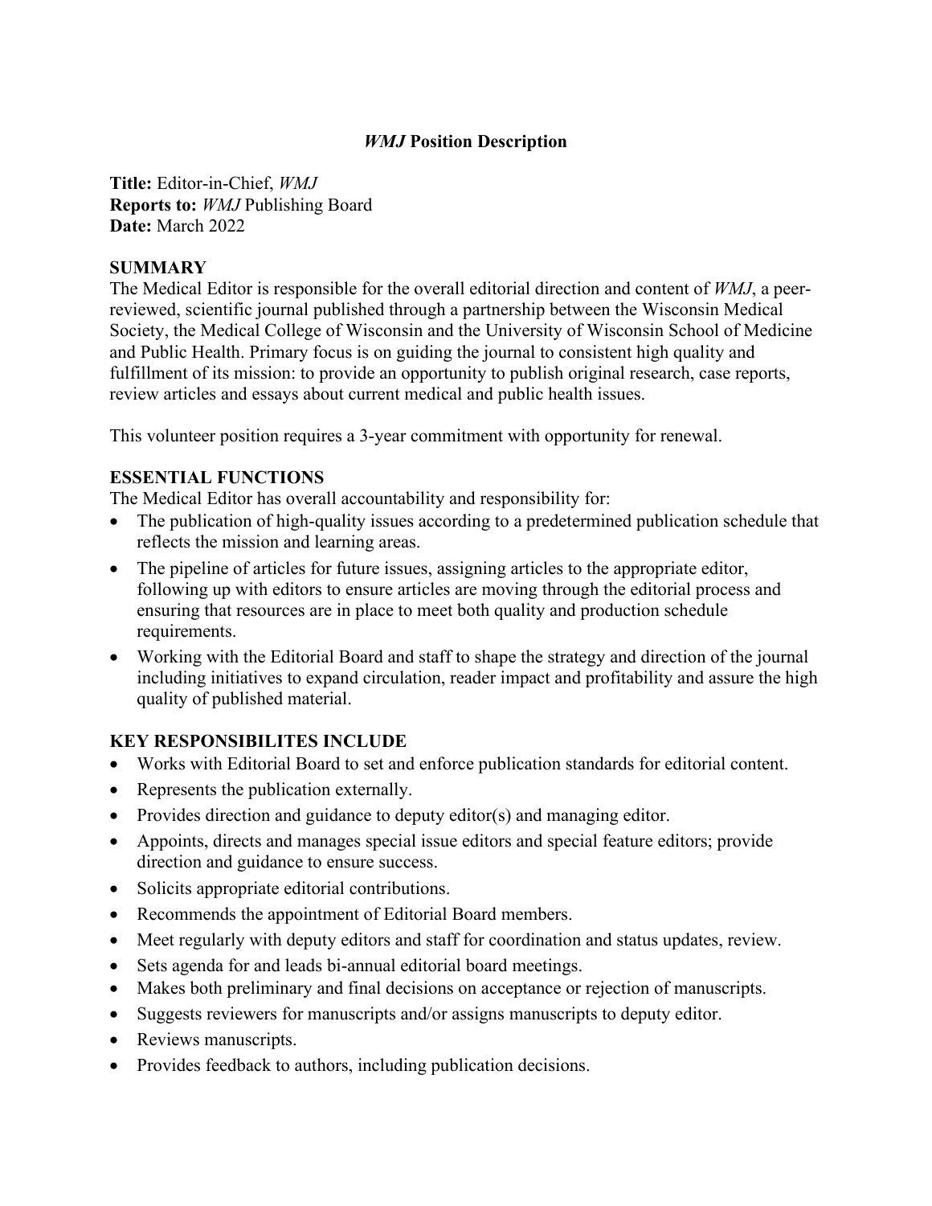# *WMJ* Position Description

**Title:** Editor-in-Chief, *WMJ*
**Reports to:** *WMJ* Publishing Board
**Date:** March 2022

## SUMMARY

The Medical Editor is responsible for the overall editorial direction and content of *WMJ*, a peer-reviewed, scientific journal published through a partnership between the Wisconsin Medical Society, the Medical College of Wisconsin and the University of Wisconsin School of Medicine and Public Health. Primary focus is on guiding the journal to consistent high quality and fulfillment of its mission: to provide an opportunity to publish original research, case reports, review articles and essays about current medical and public health issues.

This volunteer position requires a 3-year commitment with opportunity for renewal.

## ESSENTIAL FUNCTIONS

The Medical Editor has overall accountability and responsibility for:

- The publication of high-quality issues according to a predetermined publication schedule that reflects the mission and learning areas.
- The pipeline of articles for future issues, assigning articles to the appropriate editor, following up with editors to ensure articles are moving through the editorial process and ensuring that resources are in place to meet both quality and production schedule requirements.
- Working with the Editorial Board and staff to shape the strategy and direction of the journal including initiatives to expand circulation, reader impact and profitability and assure the high quality of published material.

## KEY RESPONSIBILITES INCLUDE

- Works with Editorial Board to set and enforce publication standards for editorial content.
- Represents the publication externally.
- Provides direction and guidance to deputy editor(s) and managing editor.
- Appoints, directs and manages special issue editors and special feature editors; provide direction and guidance to ensure success.
- Solicits appropriate editorial contributions.
- Recommends the appointment of Editorial Board members.
- Meet regularly with deputy editors and staff for coordination and status updates, review.
- Sets agenda for and leads bi-annual editorial board meetings.
- Makes both preliminary and final decisions on acceptance or rejection of manuscripts.
- Suggests reviewers for manuscripts and/or assigns manuscripts to deputy editor.
- Reviews manuscripts.
- Provides feedback to authors, including publication decisions.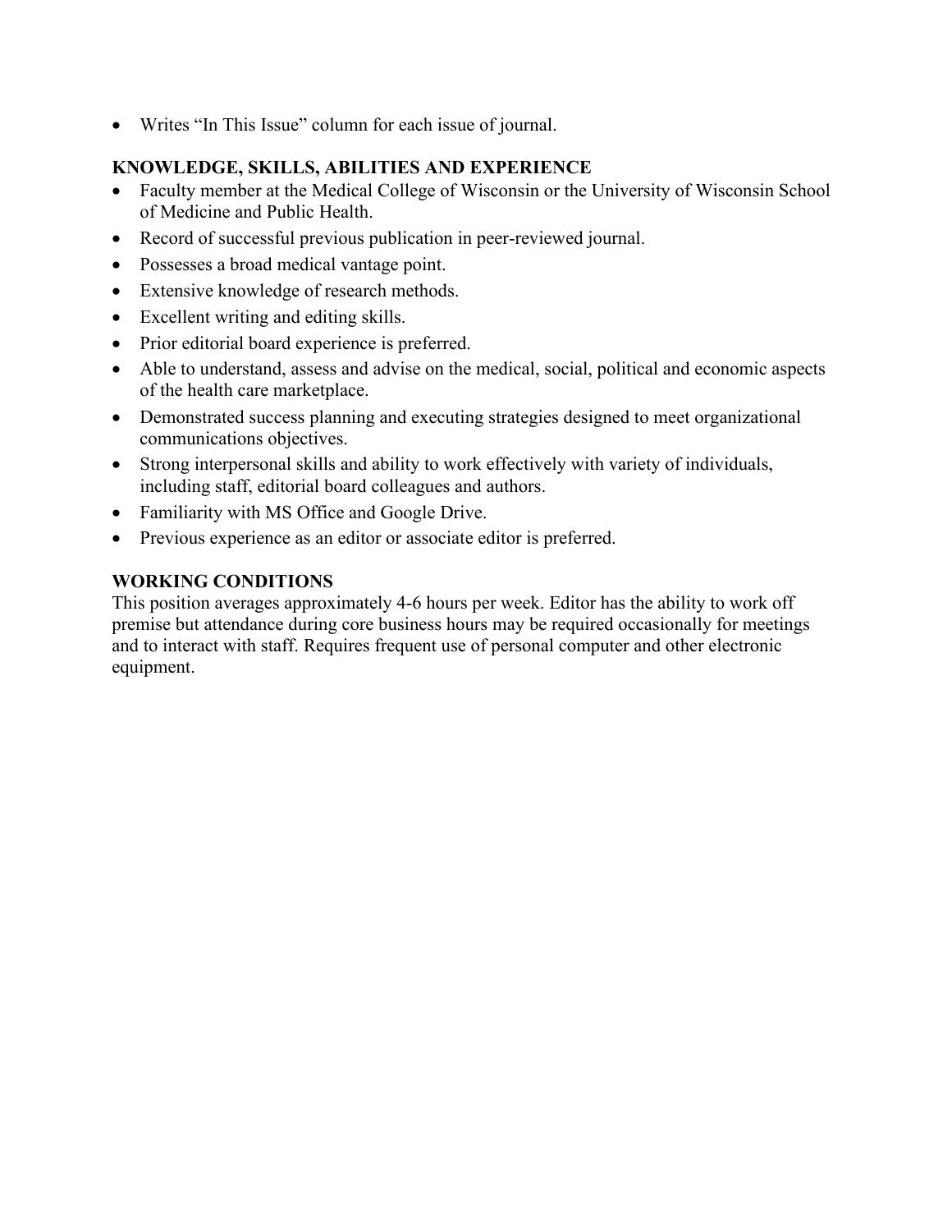- Writes "In This Issue" column for each issue of journal.

**KNOWLEDGE, SKILLS, ABILITIES AND EXPERIENCE**

- Faculty member at the Medical College of Wisconsin or the University of Wisconsin School of Medicine and Public Health.
- Record of successful previous publication in peer-reviewed journal.
- Possesses a broad medical vantage point.
- Extensive knowledge of research methods.
- Excellent writing and editing skills.
- Prior editorial board experience is preferred.
- Able to understand, assess and advise on the medical, social, political and economic aspects of the health care marketplace.
- Demonstrated success planning and executing strategies designed to meet organizational communications objectives.
- Strong interpersonal skills and ability to work effectively with variety of individuals, including staff, editorial board colleagues and authors.
- Familiarity with MS Office and Google Drive.
- Previous experience as an editor or associate editor is preferred.

**WORKING CONDITIONS**

This position averages approximately 4-6 hours per week. Editor has the ability to work off premise but attendance during core business hours may be required occasionally for meetings and to interact with staff. Requires frequent use of personal computer and other electronic equipment.